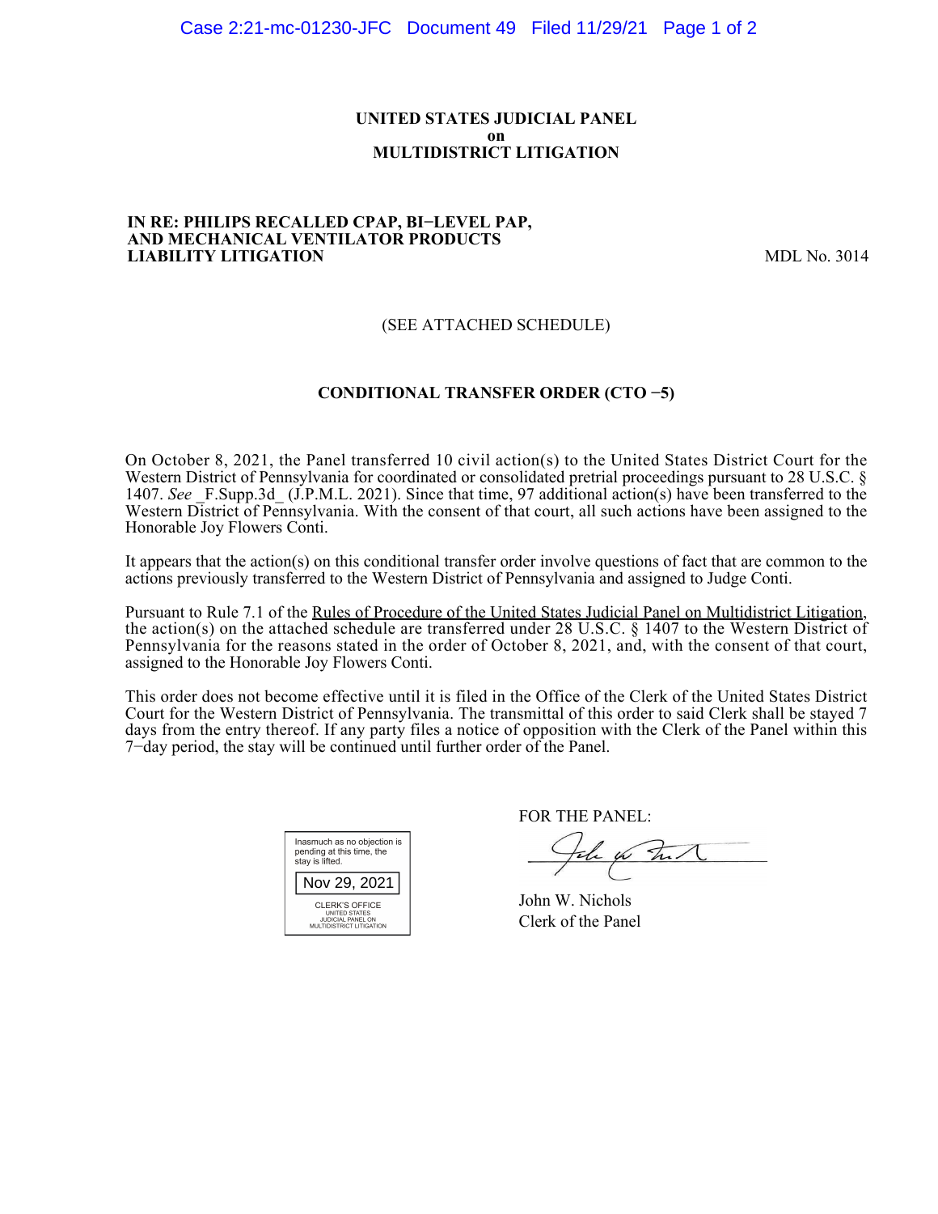**UNITED STATES JUDICIAL PANEL**
**on**
**MULTIDISTRICT LITIGATION**

**IN RE: PHILIPS RECALLED CPAP, BI−LEVEL PAP, AND MECHANICAL VENTILATOR PRODUCTS LIABILITY LITIGATION** MDL No. 3014

(SEE ATTACHED SCHEDULE)

**CONDITIONAL TRANSFER ORDER (CTO −5)**

On October 8, 2021, the Panel transferred 10 civil action(s) to the United States District Court for the Western District of Pennsylvania for coordinated or consolidated pretrial proceedings pursuant to 28 U.S.C. § 1407. *See* _F.Supp.3d_ (J.P.M.L. 2021). Since that time, 97 additional action(s) have been transferred to the Western District of Pennsylvania. With the consent of that court, all such actions have been assigned to the Honorable Joy Flowers Conti.

It appears that the action(s) on this conditional transfer order involve questions of fact that are common to the actions previously transferred to the Western District of Pennsylvania and assigned to Judge Conti.

Pursuant to Rule 7.1 of the Rules of Procedure of the United States Judicial Panel on Multidistrict Litigation, the action(s) on the attached schedule are transferred under 28 U.S.C. § 1407 to the Western District of Pennsylvania for the reasons stated in the order of October 8, 2021, and, with the consent of that court, assigned to the Honorable Joy Flowers Conti.

This order does not become effective until it is filed in the Office of the Clerk of the United States District Court for the Western District of Pennsylvania. The transmittal of this order to said Clerk shall be stayed 7 days from the entry thereof. If any party files a notice of opposition with the Clerk of the Panel within this 7−day period, the stay will be continued until further order of the Panel.

Inasmuch as no objection is pending at this time, the stay is lifted.

Nov 29, 2021

CLERK'S OFFICE
UNITED STATES
JUDICIAL PANEL ON
MULTIDISTRICT LITIGATION

FOR THE PANEL:

John W. Nichols
Clerk of the Panel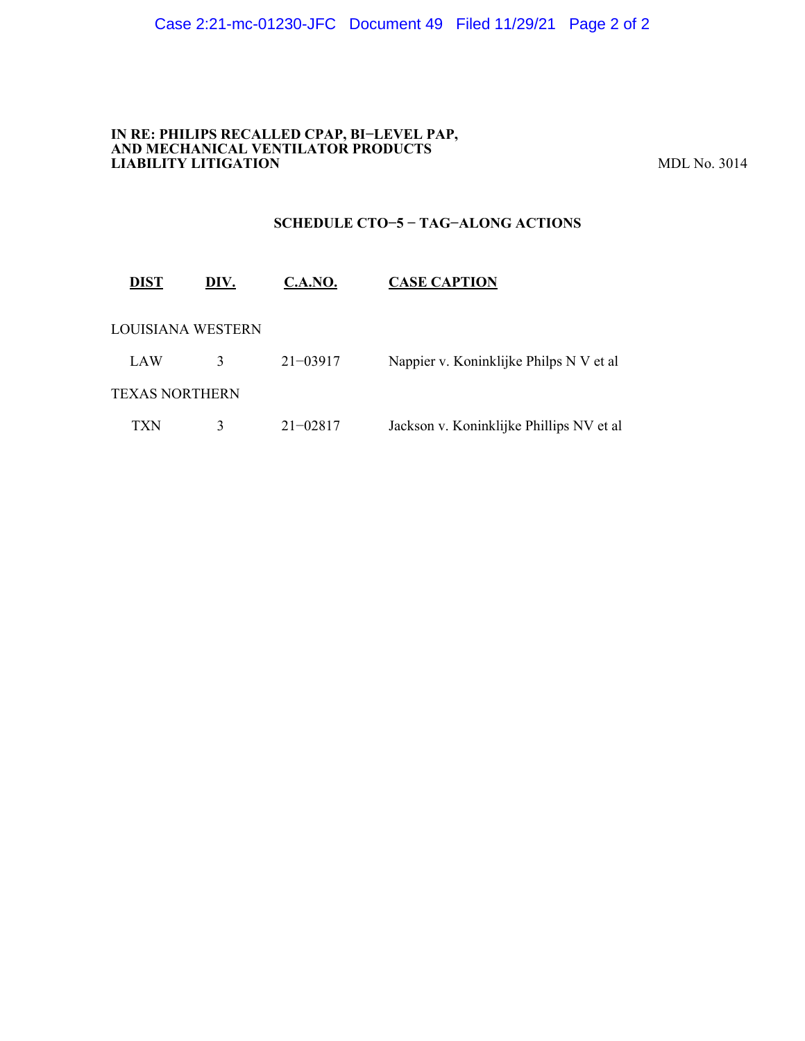**IN RE: PHILIPS RECALLED CPAP, BI−LEVEL PAP, AND MECHANICAL VENTILATOR PRODUCTS LIABILITY LITIGATION**

MDL No. 3014

## SCHEDULE CTO−5 − TAG−ALONG ACTIONS

| DIST | DIV. | C.A.NO. | CASE CAPTION |
|---|---|---|---|
| LOUISIANA WESTERN | | | |
| LAW | 3 | 21−03917 | Nappier v. Koninklijke Philps N V et al |
| TEXAS NORTHERN | | | |
| TXN | 3 | 21−02817 | Jackson v. Koninklijke Phillips NV et al |